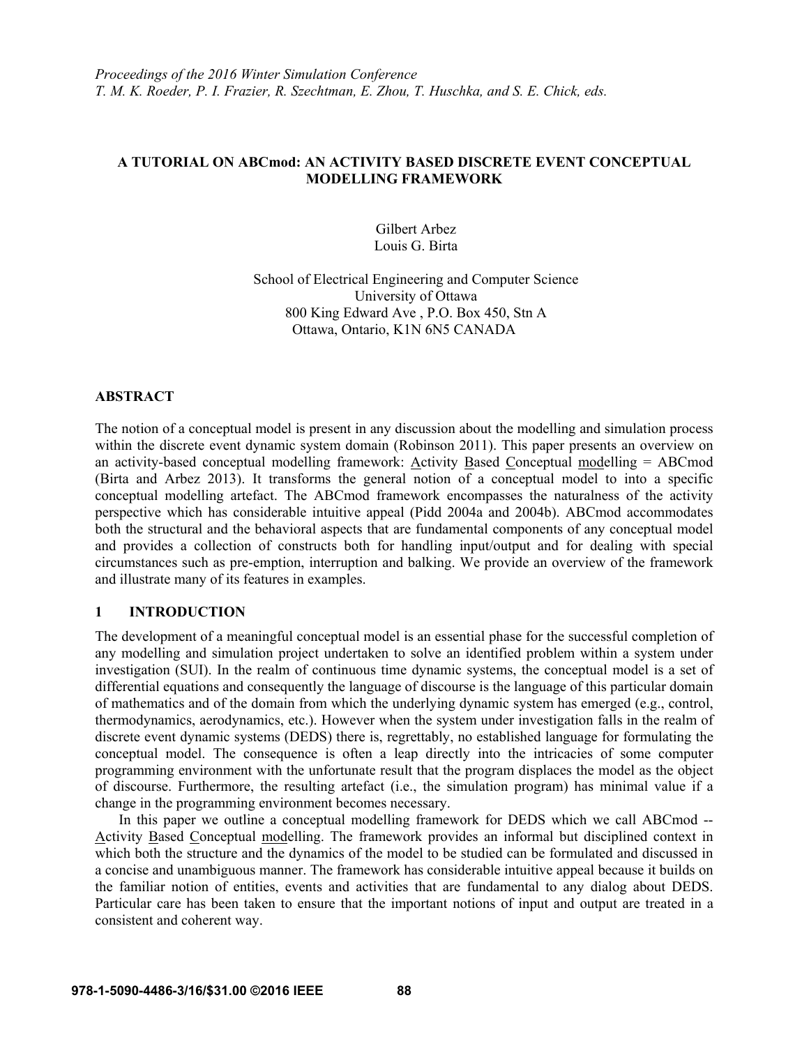*Proceedings of the 2016 Winter Simulation Conference*
*T. M. K. Roeder, P. I. Frazier, R. Szechtman, E. Zhou, T. Huschka, and S. E. Chick, eds.*

# A TUTORIAL ON ABCmod: AN ACTIVITY BASED DISCRETE EVENT CONCEPTUAL MODELLING FRAMEWORK

Gilbert Arbez
Louis G. Birta

School of Electrical Engineering and Computer Science
University of Ottawa
800 King Edward Ave , P.O. Box 450, Stn A
Ottawa, Ontario, K1N 6N5 CANADA

## ABSTRACT

The notion of a conceptual model is present in any discussion about the modelling and simulation process within the discrete event dynamic system domain (Robinson 2011). This paper presents an overview on an activity-based conceptual modelling framework: Activity Based Conceptual modelling = ABCmod (Birta and Arbez 2013). It transforms the general notion of a conceptual model to into a specific conceptual modelling artefact. The ABCmod framework encompasses the naturalness of the activity perspective which has considerable intuitive appeal (Pidd 2004a and 2004b). ABCmod accommodates both the structural and the behavioral aspects that are fundamental components of any conceptual model and provides a collection of constructs both for handling input/output and for dealing with special circumstances such as pre-emption, interruption and balking. We provide an overview of the framework and illustrate many of its features in examples.

## 1 INTRODUCTION

The development of a meaningful conceptual model is an essential phase for the successful completion of any modelling and simulation project undertaken to solve an identified problem within a system under investigation (SUI). In the realm of continuous time dynamic systems, the conceptual model is a set of differential equations and consequently the language of discourse is the language of this particular domain of mathematics and of the domain from which the underlying dynamic system has emerged (e.g., control, thermodynamics, aerodynamics, etc.). However when the system under investigation falls in the realm of discrete event dynamic systems (DEDS) there is, regrettably, no established language for formulating the conceptual model. The consequence is often a leap directly into the intricacies of some computer programming environment with the unfortunate result that the program displaces the model as the object of discourse. Furthermore, the resulting artefact (i.e., the simulation program) has minimal value if a change in the programming environment becomes necessary.

In this paper we outline a conceptual modelling framework for DEDS which we call ABCmod -- Activity Based Conceptual modelling. The framework provides an informal but disciplined context in which both the structure and the dynamics of the model to be studied can be formulated and discussed in a concise and unambiguous manner. The framework has considerable intuitive appeal because it builds on the familiar notion of entities, events and activities that are fundamental to any dialog about DEDS. Particular care has been taken to ensure that the important notions of input and output are treated in a consistent and coherent way.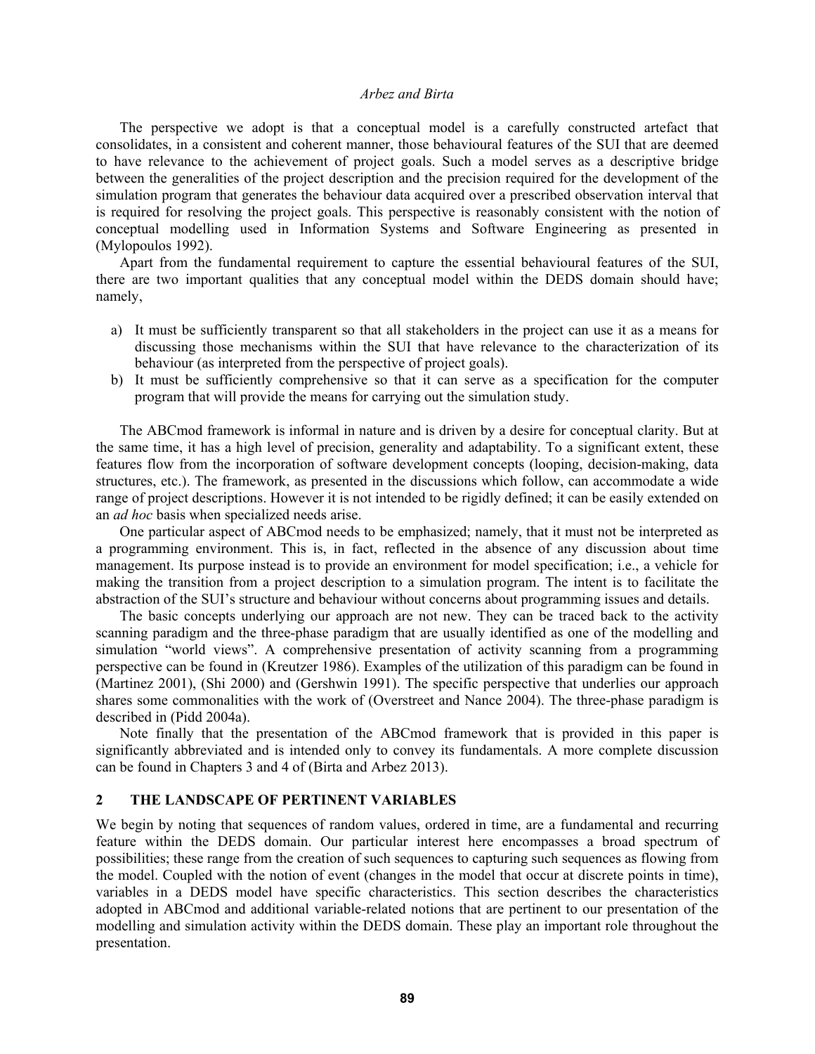The perspective we adopt is that a conceptual model is a carefully constructed artefact that consolidates, in a consistent and coherent manner, those behavioural features of the SUI that are deemed to have relevance to the achievement of project goals. Such a model serves as a descriptive bridge between the generalities of the project description and the precision required for the development of the simulation program that generates the behaviour data acquired over a prescribed observation interval that is required for resolving the project goals. This perspective is reasonably consistent with the notion of conceptual modelling used in Information Systems and Software Engineering as presented in (Mylopoulos 1992).

Apart from the fundamental requirement to capture the essential behavioural features of the SUI, there are two important qualities that any conceptual model within the DEDS domain should have; namely,

a) It must be sufficiently transparent so that all stakeholders in the project can use it as a means for discussing those mechanisms within the SUI that have relevance to the characterization of its behaviour (as interpreted from the perspective of project goals).
b) It must be sufficiently comprehensive so that it can serve as a specification for the computer program that will provide the means for carrying out the simulation study.

The ABCmod framework is informal in nature and is driven by a desire for conceptual clarity. But at the same time, it has a high level of precision, generality and adaptability. To a significant extent, these features flow from the incorporation of software development concepts (looping, decision-making, data structures, etc.). The framework, as presented in the discussions which follow, can accommodate a wide range of project descriptions. However it is not intended to be rigidly defined; it can be easily extended on an *ad hoc* basis when specialized needs arise.

One particular aspect of ABCmod needs to be emphasized; namely, that it must not be interpreted as a programming environment. This is, in fact, reflected in the absence of any discussion about time management. Its purpose instead is to provide an environment for model specification; i.e., a vehicle for making the transition from a project description to a simulation program. The intent is to facilitate the abstraction of the SUI's structure and behaviour without concerns about programming issues and details.

The basic concepts underlying our approach are not new. They can be traced back to the activity scanning paradigm and the three-phase paradigm that are usually identified as one of the modelling and simulation "world views". A comprehensive presentation of activity scanning from a programming perspective can be found in (Kreutzer 1986). Examples of the utilization of this paradigm can be found in (Martinez 2001), (Shi 2000) and (Gershwin 1991). The specific perspective that underlies our approach shares some commonalities with the work of (Overstreet and Nance 2004). The three-phase paradigm is described in (Pidd 2004a).

Note finally that the presentation of the ABCmod framework that is provided in this paper is significantly abbreviated and is intended only to convey its fundamentals. A more complete discussion can be found in Chapters 3 and 4 of (Birta and Arbez 2013).

## 2 THE LANDSCAPE OF PERTINENT VARIABLES

We begin by noting that sequences of random values, ordered in time, are a fundamental and recurring feature within the DEDS domain. Our particular interest here encompasses a broad spectrum of possibilities; these range from the creation of such sequences to capturing such sequences as flowing from the model. Coupled with the notion of event (changes in the model that occur at discrete points in time), variables in a DEDS model have specific characteristics. This section describes the characteristics adopted in ABCmod and additional variable-related notions that are pertinent to our presentation of the modelling and simulation activity within the DEDS domain. These play an important role throughout the presentation.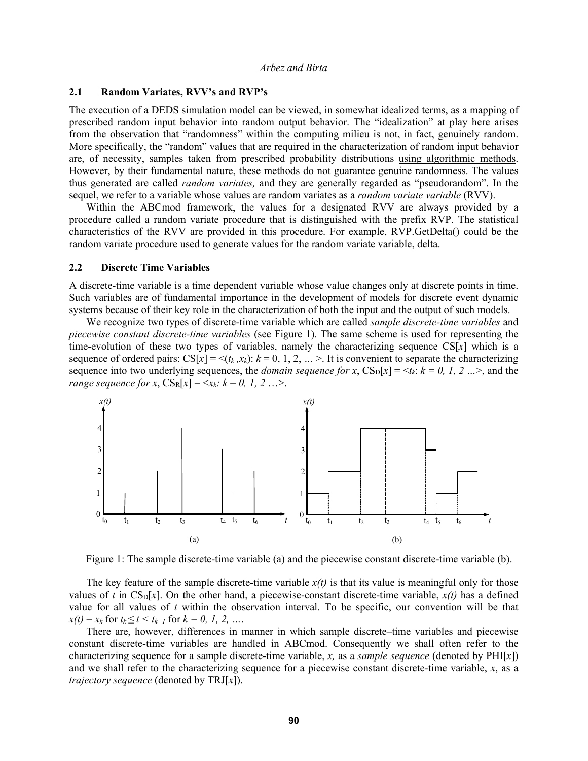### 2.1 Random Variates, RVV's and RVP's

The execution of a DEDS simulation model can be viewed, in somewhat idealized terms, as a mapping of prescribed random input behavior into random output behavior. The "idealization" at play here arises from the observation that "randomness" within the computing milieu is not, in fact, genuinely random. More specifically, the "random" values that are required in the characterization of random input behavior are, of necessity, samples taken from prescribed probability distributions using algorithmic methods. However, by their fundamental nature, these methods do not guarantee genuine randomness. The values thus generated are called *random variates,* and they are generally regarded as "pseudorandom". In the sequel, we refer to a variable whose values are random variates as a *random variate variable* (RVV).

Within the ABCmod framework, the values for a designated RVV are always provided by a procedure called a random variate procedure that is distinguished with the prefix RVP. The statistical characteristics of the RVV are provided in this procedure. For example, RVP.GetDelta() could be the random variate procedure used to generate values for the random variate variable, delta.

### 2.2 Discrete Time Variables

A discrete-time variable is a time dependent variable whose value changes only at discrete points in time. Such variables are of fundamental importance in the development of models for discrete event dynamic systems because of their key role in the characterization of both the input and the output of such models.

We recognize two types of discrete-time variable which are called *sample discrete-time variables* and *piecewise constant discrete-time variables* (see Figure 1). The same scheme is used for representing the time-evolution of these two types of variables, namely the characterizing sequence CS[*x*] which is a sequence of ordered pairs: CS[*x*] = $<(t_k, x_k)$: $k = 0, 1, 2, \ldots >$. It is convenient to separate the characterizing sequence into two underlying sequences, the *domain sequence for x*, $CS_D[x] = <t_k$: $k = 0, 1, 2 \ldots>$, and the *range sequence for x*, $CS_R[x] = <x_k$: $k = 0, 1, 2 \ldots>$.

Figure 1: The sample discrete-time variable (a) and the piecewise constant discrete-time variable (b).

The key feature of the sample discrete-time variable *x(t)* is that its value is meaningful only for those values of *t* in $CS_D[x]$. On the other hand, a piecewise-constant discrete-time variable, *x(t)* has a defined value for all values of *t* within the observation interval. To be specific, our convention will be that $x(t) = x_k$ for $t_k \leq t < t_{k+1}$ for $k = 0, 1, 2, \ldots$.

There are, however, differences in manner in which sample discrete–time variables and piecewise constant discrete-time variables are handled in ABCmod. Consequently we shall often refer to the characterizing sequence for a sample discrete-time variable, *x,* as a *sample sequence* (denoted by PHI[*x*]) and we shall refer to the characterizing sequence for a piecewise constant discrete-time variable, *x*, as a *trajectory sequence* (denoted by TRJ[*x*]).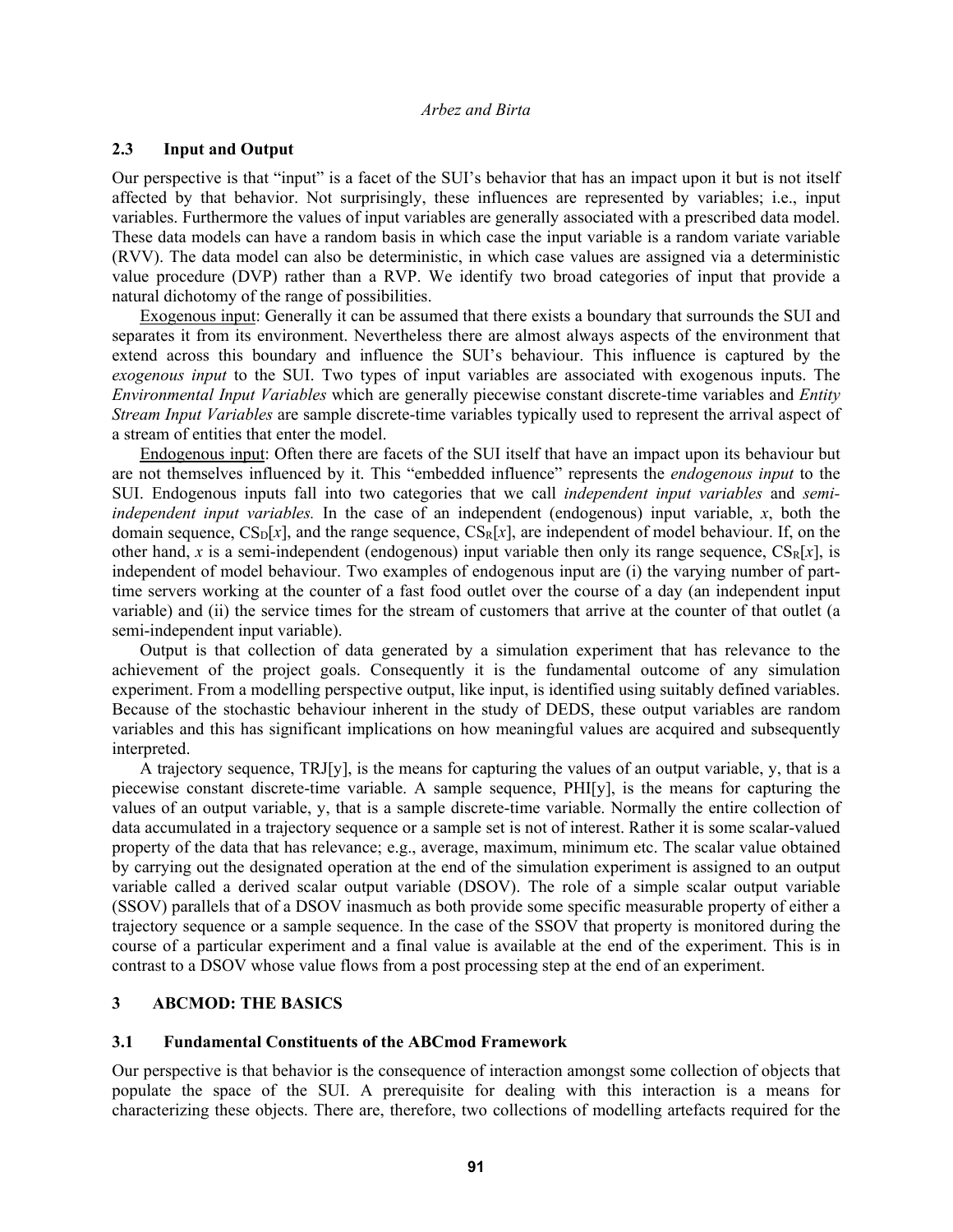### 2.3 Input and Output

Our perspective is that "input" is a facet of the SUI's behavior that has an impact upon it but is not itself affected by that behavior. Not surprisingly, these influences are represented by variables; i.e., input variables. Furthermore the values of input variables are generally associated with a prescribed data model. These data models can have a random basis in which case the input variable is a random variate variable (RVV). The data model can also be deterministic, in which case values are assigned via a deterministic value procedure (DVP) rather than a RVP. We identify two broad categories of input that provide a natural dichotomy of the range of possibilities.

Exogenous input: Generally it can be assumed that there exists a boundary that surrounds the SUI and separates it from its environment. Nevertheless there are almost always aspects of the environment that extend across this boundary and influence the SUI's behaviour. This influence is captured by the *exogenous input* to the SUI. Two types of input variables are associated with exogenous inputs. The *Environmental Input Variables* which are generally piecewise constant discrete-time variables and *Entity Stream Input Variables* are sample discrete-time variables typically used to represent the arrival aspect of a stream of entities that enter the model.

Endogenous input: Often there are facets of the SUI itself that have an impact upon its behaviour but are not themselves influenced by it. This "embedded influence" represents the *endogenous input* to the SUI. Endogenous inputs fall into two categories that we call *independent input variables* and *semi-independent input variables.* In the case of an independent (endogenous) input variable, $x$, both the domain sequence, $CS_D[x]$, and the range sequence, $CS_R[x]$, are independent of model behaviour. If, on the other hand, $x$ is a semi-independent (endogenous) input variable then only its range sequence, $CS_R[x]$, is independent of model behaviour. Two examples of endogenous input are (i) the varying number of part-time servers working at the counter of a fast food outlet over the course of a day (an independent input variable) and (ii) the service times for the stream of customers that arrive at the counter of that outlet (a semi-independent input variable).

Output is that collection of data generated by a simulation experiment that has relevance to the achievement of the project goals. Consequently it is the fundamental outcome of any simulation experiment. From a modelling perspective output, like input, is identified using suitably defined variables. Because of the stochastic behaviour inherent in the study of DEDS, these output variables are random variables and this has significant implications on how meaningful values are acquired and subsequently interpreted.

A trajectory sequence, TRJ[y], is the means for capturing the values of an output variable, y, that is a piecewise constant discrete-time variable. A sample sequence, PHI[y], is the means for capturing the values of an output variable, y, that is a sample discrete-time variable. Normally the entire collection of data accumulated in a trajectory sequence or a sample set is not of interest. Rather it is some scalar-valued property of the data that has relevance; e.g., average, maximum, minimum etc. The scalar value obtained by carrying out the designated operation at the end of the simulation experiment is assigned to an output variable called a derived scalar output variable (DSOV). The role of a simple scalar output variable (SSOV) parallels that of a DSOV inasmuch as both provide some specific measurable property of either a trajectory sequence or a sample sequence. In the case of the SSOV that property is monitored during the course of a particular experiment and a final value is available at the end of the experiment. This is in contrast to a DSOV whose value flows from a post processing step at the end of an experiment.

## 3 ABCMOD: THE BASICS

### 3.1 Fundamental Constituents of the ABCmod Framework

Our perspective is that behavior is the consequence of interaction amongst some collection of objects that populate the space of the SUI. A prerequisite for dealing with this interaction is a means for characterizing these objects. There are, therefore, two collections of modelling artefacts required for the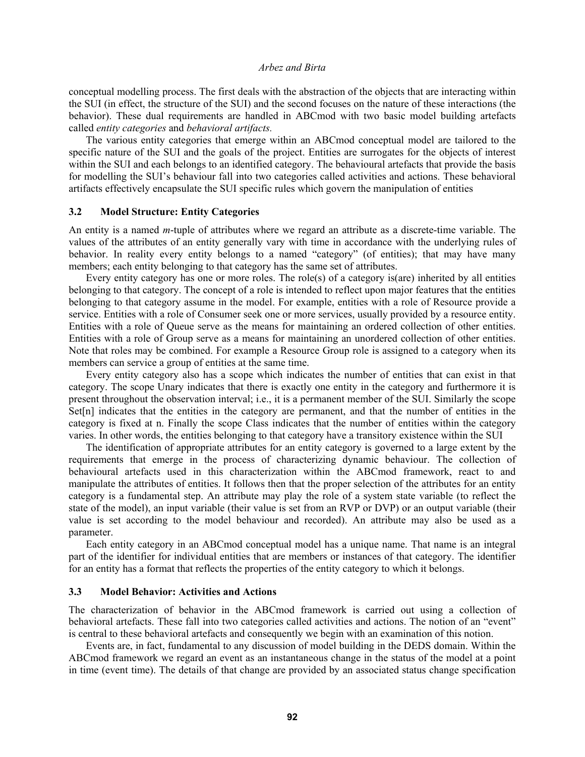conceptual modelling process. The first deals with the abstraction of the objects that are interacting within the SUI (in effect, the structure of the SUI) and the second focuses on the nature of these interactions (the behavior). These dual requirements are handled in ABCmod with two basic model building artefacts called *entity categories* and *behavioral artifacts.*

The various entity categories that emerge within an ABCmod conceptual model are tailored to the specific nature of the SUI and the goals of the project. Entities are surrogates for the objects of interest within the SUI and each belongs to an identified category. The behavioural artefacts that provide the basis for modelling the SUI's behaviour fall into two categories called activities and actions. These behavioral artifacts effectively encapsulate the SUI specific rules which govern the manipulation of entities

### 3.2 Model Structure: Entity Categories

An entity is a named *m*-tuple of attributes where we regard an attribute as a discrete-time variable. The values of the attributes of an entity generally vary with time in accordance with the underlying rules of behavior. In reality every entity belongs to a named "category" (of entities); that may have many members; each entity belonging to that category has the same set of attributes.

Every entity category has one or more roles. The role(s) of a category is(are) inherited by all entities belonging to that category. The concept of a role is intended to reflect upon major features that the entities belonging to that category assume in the model. For example, entities with a role of Resource provide a service. Entities with a role of Consumer seek one or more services, usually provided by a resource entity. Entities with a role of Queue serve as the means for maintaining an ordered collection of other entities. Entities with a role of Group serve as a means for maintaining an unordered collection of other entities. Note that roles may be combined. For example a Resource Group role is assigned to a category when its members can service a group of entities at the same time.

Every entity category also has a scope which indicates the number of entities that can exist in that category. The scope Unary indicates that there is exactly one entity in the category and furthermore it is present throughout the observation interval; i.e., it is a permanent member of the SUI. Similarly the scope Set[n] indicates that the entities in the category are permanent, and that the number of entities in the category is fixed at n. Finally the scope Class indicates that the number of entities within the category varies. In other words, the entities belonging to that category have a transitory existence within the SUI

The identification of appropriate attributes for an entity category is governed to a large extent by the requirements that emerge in the process of characterizing dynamic behaviour. The collection of behavioural artefacts used in this characterization within the ABCmod framework, react to and manipulate the attributes of entities. It follows then that the proper selection of the attributes for an entity category is a fundamental step. An attribute may play the role of a system state variable (to reflect the state of the model), an input variable (their value is set from an RVP or DVP) or an output variable (their value is set according to the model behaviour and recorded). An attribute may also be used as a parameter.

Each entity category in an ABCmod conceptual model has a unique name. That name is an integral part of the identifier for individual entities that are members or instances of that category. The identifier for an entity has a format that reflects the properties of the entity category to which it belongs.

### 3.3 Model Behavior: Activities and Actions

The characterization of behavior in the ABCmod framework is carried out using a collection of behavioral artefacts. These fall into two categories called activities and actions. The notion of an "event" is central to these behavioral artefacts and consequently we begin with an examination of this notion.

Events are, in fact, fundamental to any discussion of model building in the DEDS domain. Within the ABCmod framework we regard an event as an instantaneous change in the status of the model at a point in time (event time). The details of that change are provided by an associated status change specification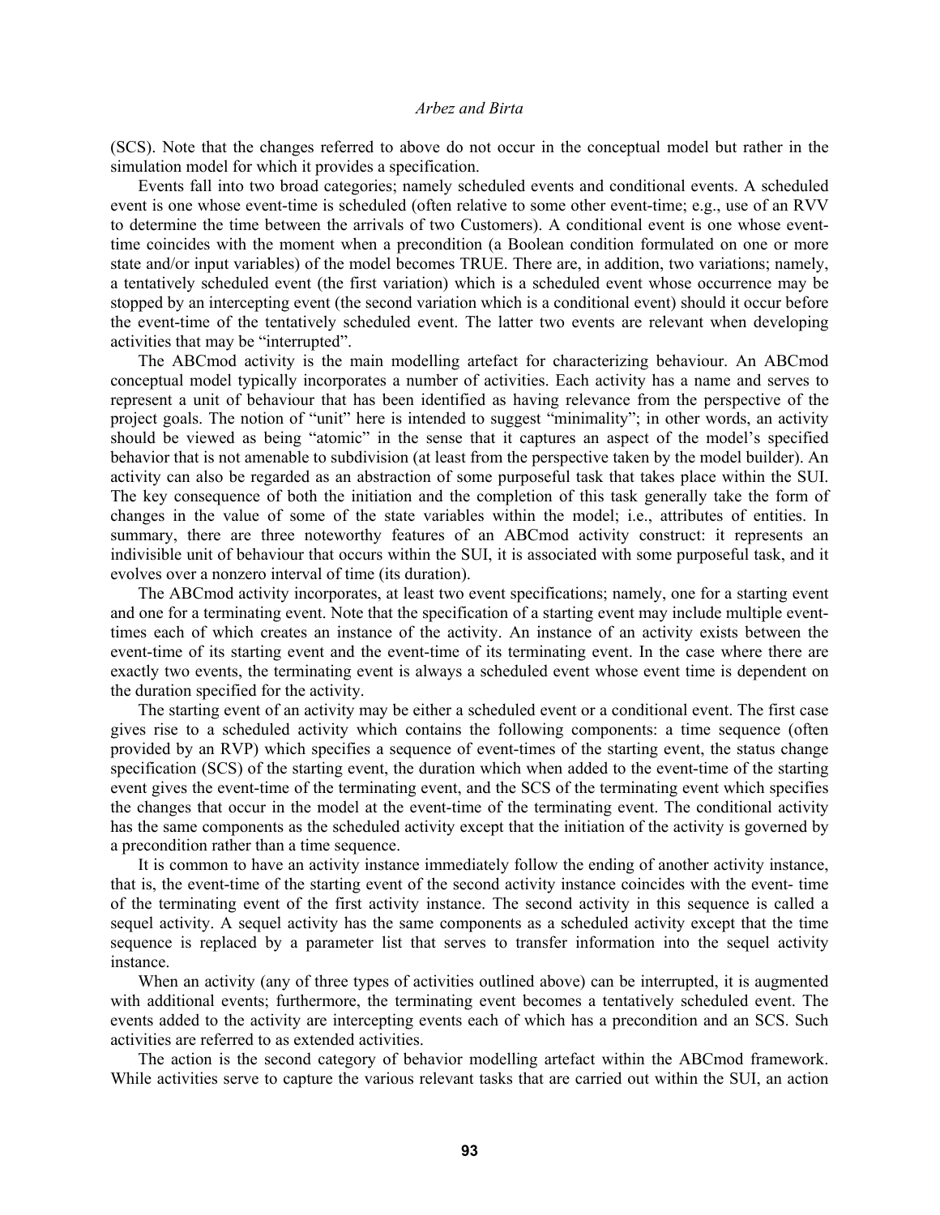(SCS). Note that the changes referred to above do not occur in the conceptual model but rather in the simulation model for which it provides a specification.

Events fall into two broad categories; namely scheduled events and conditional events. A scheduled event is one whose event-time is scheduled (often relative to some other event-time; e.g., use of an RVV to determine the time between the arrivals of two Customers). A conditional event is one whose event-time coincides with the moment when a precondition (a Boolean condition formulated on one or more state and/or input variables) of the model becomes TRUE. There are, in addition, two variations; namely, a tentatively scheduled event (the first variation) which is a scheduled event whose occurrence may be stopped by an intercepting event (the second variation which is a conditional event) should it occur before the event-time of the tentatively scheduled event. The latter two events are relevant when developing activities that may be "interrupted".

The ABCmod activity is the main modelling artefact for characterizing behaviour. An ABCmod conceptual model typically incorporates a number of activities. Each activity has a name and serves to represent a unit of behaviour that has been identified as having relevance from the perspective of the project goals. The notion of "unit" here is intended to suggest "minimality"; in other words, an activity should be viewed as being "atomic" in the sense that it captures an aspect of the model's specified behavior that is not amenable to subdivision (at least from the perspective taken by the model builder). An activity can also be regarded as an abstraction of some purposeful task that takes place within the SUI. The key consequence of both the initiation and the completion of this task generally take the form of changes in the value of some of the state variables within the model; i.e., attributes of entities. In summary, there are three noteworthy features of an ABCmod activity construct: it represents an indivisible unit of behaviour that occurs within the SUI, it is associated with some purposeful task, and it evolves over a nonzero interval of time (its duration).

The ABCmod activity incorporates, at least two event specifications; namely, one for a starting event and one for a terminating event. Note that the specification of a starting event may include multiple event-times each of which creates an instance of the activity. An instance of an activity exists between the event-time of its starting event and the event-time of its terminating event. In the case where there are exactly two events, the terminating event is always a scheduled event whose event time is dependent on the duration specified for the activity.

The starting event of an activity may be either a scheduled event or a conditional event. The first case gives rise to a scheduled activity which contains the following components: a time sequence (often provided by an RVP) which specifies a sequence of event-times of the starting event, the status change specification (SCS) of the starting event, the duration which when added to the event-time of the starting event gives the event-time of the terminating event, and the SCS of the terminating event which specifies the changes that occur in the model at the event-time of the terminating event. The conditional activity has the same components as the scheduled activity except that the initiation of the activity is governed by a precondition rather than a time sequence.

It is common to have an activity instance immediately follow the ending of another activity instance, that is, the event-time of the starting event of the second activity instance coincides with the event- time of the terminating event of the first activity instance. The second activity in this sequence is called a sequel activity. A sequel activity has the same components as a scheduled activity except that the time sequence is replaced by a parameter list that serves to transfer information into the sequel activity instance.

When an activity (any of three types of activities outlined above) can be interrupted, it is augmented with additional events; furthermore, the terminating event becomes a tentatively scheduled event. The events added to the activity are intercepting events each of which has a precondition and an SCS. Such activities are referred to as extended activities.

The action is the second category of behavior modelling artefact within the ABCmod framework. While activities serve to capture the various relevant tasks that are carried out within the SUI, an action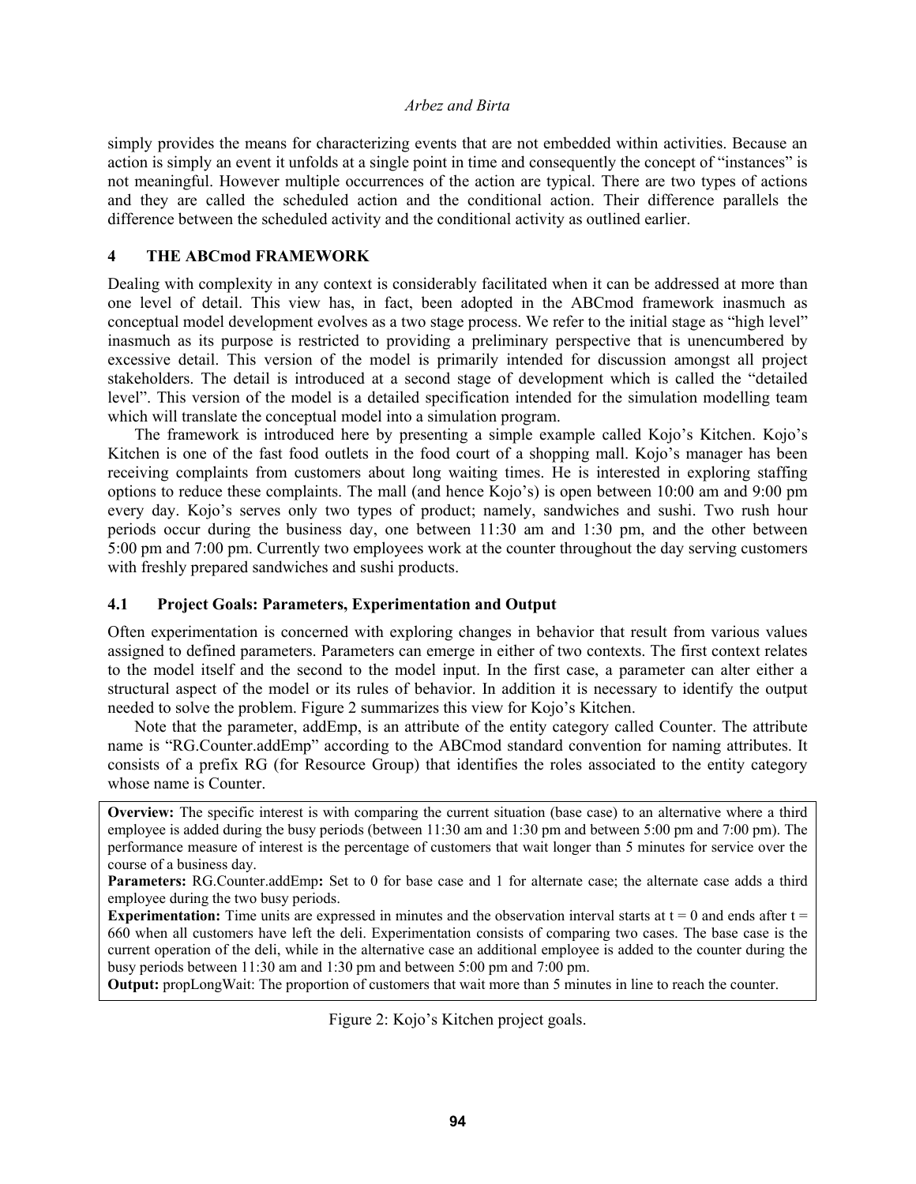simply provides the means for characterizing events that are not embedded within activities. Because an action is simply an event it unfolds at a single point in time and consequently the concept of "instances" is not meaningful. However multiple occurrences of the action are typical. There are two types of actions and they are called the scheduled action and the conditional action. Their difference parallels the difference between the scheduled activity and the conditional activity as outlined earlier.

## 4 THE ABCmod FRAMEWORK

Dealing with complexity in any context is considerably facilitated when it can be addressed at more than one level of detail. This view has, in fact, been adopted in the ABCmod framework inasmuch as conceptual model development evolves as a two stage process. We refer to the initial stage as "high level" inasmuch as its purpose is restricted to providing a preliminary perspective that is unencumbered by excessive detail. This version of the model is primarily intended for discussion amongst all project stakeholders. The detail is introduced at a second stage of development which is called the "detailed level". This version of the model is a detailed specification intended for the simulation modelling team which will translate the conceptual model into a simulation program.

The framework is introduced here by presenting a simple example called Kojo's Kitchen. Kojo's Kitchen is one of the fast food outlets in the food court of a shopping mall. Kojo's manager has been receiving complaints from customers about long waiting times. He is interested in exploring staffing options to reduce these complaints. The mall (and hence Kojo's) is open between 10:00 am and 9:00 pm every day. Kojo's serves only two types of product; namely, sandwiches and sushi. Two rush hour periods occur during the business day, one between 11:30 am and 1:30 pm, and the other between 5:00 pm and 7:00 pm. Currently two employees work at the counter throughout the day serving customers with freshly prepared sandwiches and sushi products.

### 4.1 Project Goals: Parameters, Experimentation and Output

Often experimentation is concerned with exploring changes in behavior that result from various values assigned to defined parameters. Parameters can emerge in either of two contexts. The first context relates to the model itself and the second to the model input. In the first case, a parameter can alter either a structural aspect of the model or its rules of behavior. In addition it is necessary to identify the output needed to solve the problem. Figure 2 summarizes this view for Kojo's Kitchen.

Note that the parameter, addEmp, is an attribute of the entity category called Counter. The attribute name is "RG.Counter.addEmp" according to the ABCmod standard convention for naming attributes. It consists of a prefix RG (for Resource Group) that identifies the roles associated to the entity category whose name is Counter.

**Overview:** The specific interest is with comparing the current situation (base case) to an alternative where a third employee is added during the busy periods (between 11:30 am and 1:30 pm and between 5:00 pm and 7:00 pm). The performance measure of interest is the percentage of customers that wait longer than 5 minutes for service over the course of a business day.

**Parameters:** RG.Counter.addEmp**:** Set to 0 for base case and 1 for alternate case; the alternate case adds a third employee during the two busy periods.

**Experimentation:** Time units are expressed in minutes and the observation interval starts at $t = 0$ and ends after $t = 660$ when all customers have left the deli. Experimentation consists of comparing two cases. The base case is the current operation of the deli, while in the alternative case an additional employee is added to the counter during the busy periods between 11:30 am and 1:30 pm and between 5:00 pm and 7:00 pm.

**Output:** propLongWait: The proportion of customers that wait more than 5 minutes in line to reach the counter.

Figure 2: Kojo's Kitchen project goals.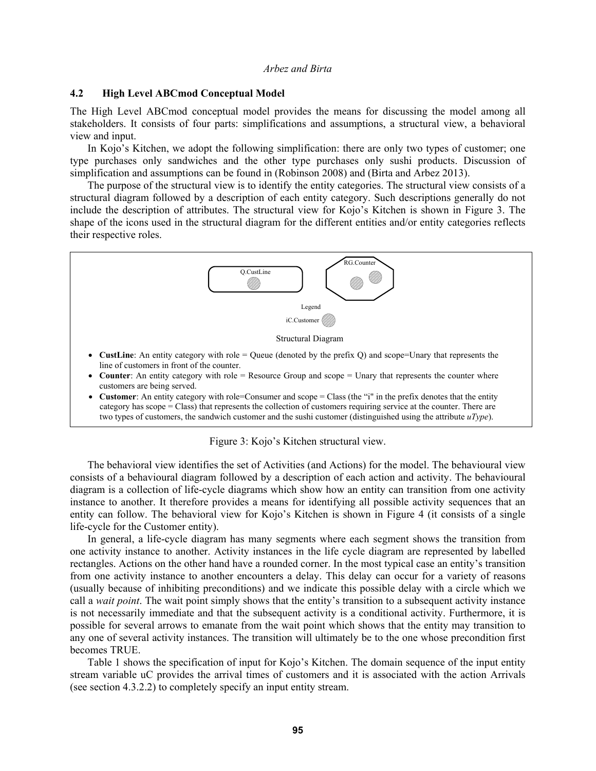### 4.2 High Level ABCmod Conceptual Model

The High Level ABCmod conceptual model provides the means for discussing the model among all stakeholders. It consists of four parts: simplifications and assumptions, a structural view, a behavioral view and input.

In Kojo's Kitchen, we adopt the following simplification: there are only two types of customer; one type purchases only sandwiches and the other type purchases only sushi products. Discussion of simplification and assumptions can be found in (Robinson 2008) and (Birta and Arbez 2013).

The purpose of the structural view is to identify the entity categories. The structural view consists of a structural diagram followed by a description of each entity category. Such descriptions generally do not include the description of attributes. The structural view for Kojo's Kitchen is shown in Figure 3. The shape of the icons used in the structural diagram for the different entities and/or entity categories reflects their respective roles.

Q.CustLine

RG.Counter

Legend

iC.Customer

Structural Diagram

- **CustLine**: An entity category with role = Queue (denoted by the prefix Q) and scope=Unary that represents the line of customers in front of the counter.
- **Counter**: An entity category with role = Resource Group and scope = Unary that represents the counter where customers are being served.
- **Customer**: An entity category with role=Consumer and scope = Class (the "i" in the prefix denotes that the entity category has scope = Class) that represents the collection of customers requiring service at the counter. There are two types of customers, the sandwich customer and the sushi customer (distinguished using the attribute *uType*).

Figure 3: Kojo's Kitchen structural view.

The behavioral view identifies the set of Activities (and Actions) for the model. The behavioural view consists of a behavioural diagram followed by a description of each action and activity. The behavioural diagram is a collection of life-cycle diagrams which show how an entity can transition from one activity instance to another. It therefore provides a means for identifying all possible activity sequences that an entity can follow. The behavioral view for Kojo's Kitchen is shown in Figure 4 (it consists of a single life-cycle for the Customer entity).

In general, a life-cycle diagram has many segments where each segment shows the transition from one activity instance to another. Activity instances in the life cycle diagram are represented by labelled rectangles. Actions on the other hand have a rounded corner. In the most typical case an entity's transition from one activity instance to another encounters a delay. This delay can occur for a variety of reasons (usually because of inhibiting preconditions) and we indicate this possible delay with a circle which we call a *wait point*. The wait point simply shows that the entity's transition to a subsequent activity instance is not necessarily immediate and that the subsequent activity is a conditional activity. Furthermore, it is possible for several arrows to emanate from the wait point which shows that the entity may transition to any one of several activity instances. The transition will ultimately be to the one whose precondition first becomes TRUE.

Table 1 shows the specification of input for Kojo's Kitchen. The domain sequence of the input entity stream variable uC provides the arrival times of customers and it is associated with the action Arrivals (see section 4.3.2.2) to completely specify an input entity stream.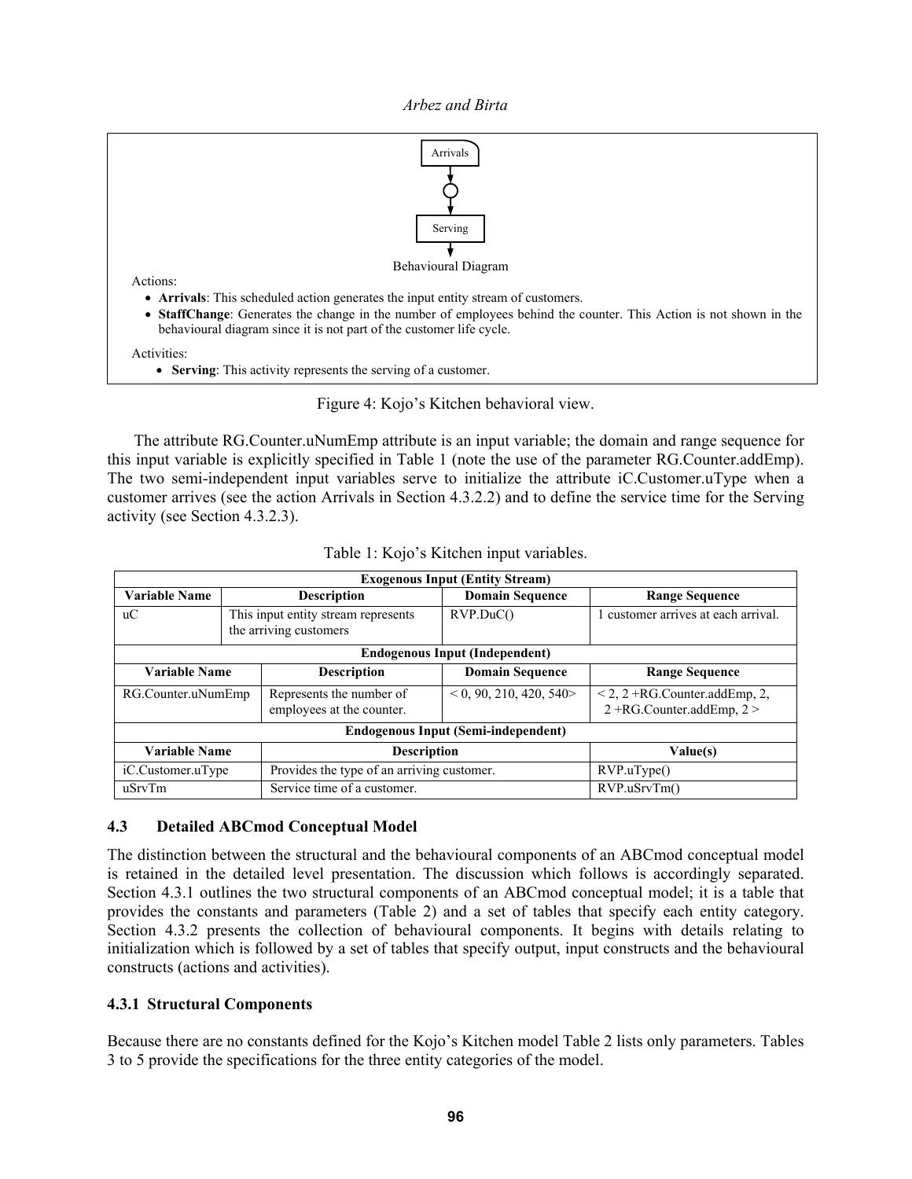Arrivals

Serving

Behavioural Diagram

Actions:

- **Arrivals**: This scheduled action generates the input entity stream of customers.
- **StaffChange**: Generates the change in the number of employees behind the counter. This Action is not shown in the behavioural diagram since it is not part of the customer life cycle.

Activities:

- **Serving**: This activity represents the serving of a customer.

Figure 4: Kojo's Kitchen behavioral view.

The attribute RG.Counter.uNumEmp attribute is an input variable; the domain and range sequence for this input variable is explicitly specified in Table 1 (note the use of the parameter RG.Counter.addEmp). The two semi-independent input variables serve to initialize the attribute iC.Customer.uType when a customer arrives (see the action Arrivals in Section 4.3.2.2) and to define the service time for the Serving activity (see Section 4.3.2.3).

Table 1: Kojo's Kitchen input variables.

| **Exogenous Input (Entity Stream)** | | | |
|---|---|---|---|
| **Variable Name** | **Description** | **Domain Sequence** | **Range Sequence** |
| uC | This input entity stream represents the arriving customers | RVP.DuC() | 1 customer arrives at each arrival. |
| **Endogenous Input (Independent)** | | | |
| **Variable Name** | **Description** | **Domain Sequence** | **Range Sequence** |
| RG.Counter.uNumEmp | Represents the number of employees at the counter. | < 0, 90, 210, 420, 540> | < 2, 2 +RG.Counter.addEmp, 2, 2 +RG.Counter.addEmp, 2 > |
| **Endogenous Input (Semi-independent)** | | | |
| **Variable Name** | **Description** | | **Value(s)** |
| iC.Customer.uType | Provides the type of an arriving customer. | | RVP.uType() |
| uSrvTm | Service time of a customer. | | RVP.uSrvTm() |

### 4.3 Detailed ABCmod Conceptual Model

The distinction between the structural and the behavioural components of an ABCmod conceptual model is retained in the detailed level presentation. The discussion which follows is accordingly separated. Section 4.3.1 outlines the two structural components of an ABCmod conceptual model; it is a table that provides the constants and parameters (Table 2) and a set of tables that specify each entity category. Section 4.3.2 presents the collection of behavioural components. It begins with details relating to initialization which is followed by a set of tables that specify output, input constructs and the behavioural constructs (actions and activities).

#### 4.3.1 Structural Components

Because there are no constants defined for the Kojo's Kitchen model Table 2 lists only parameters. Tables 3 to 5 provide the specifications for the three entity categories of the model.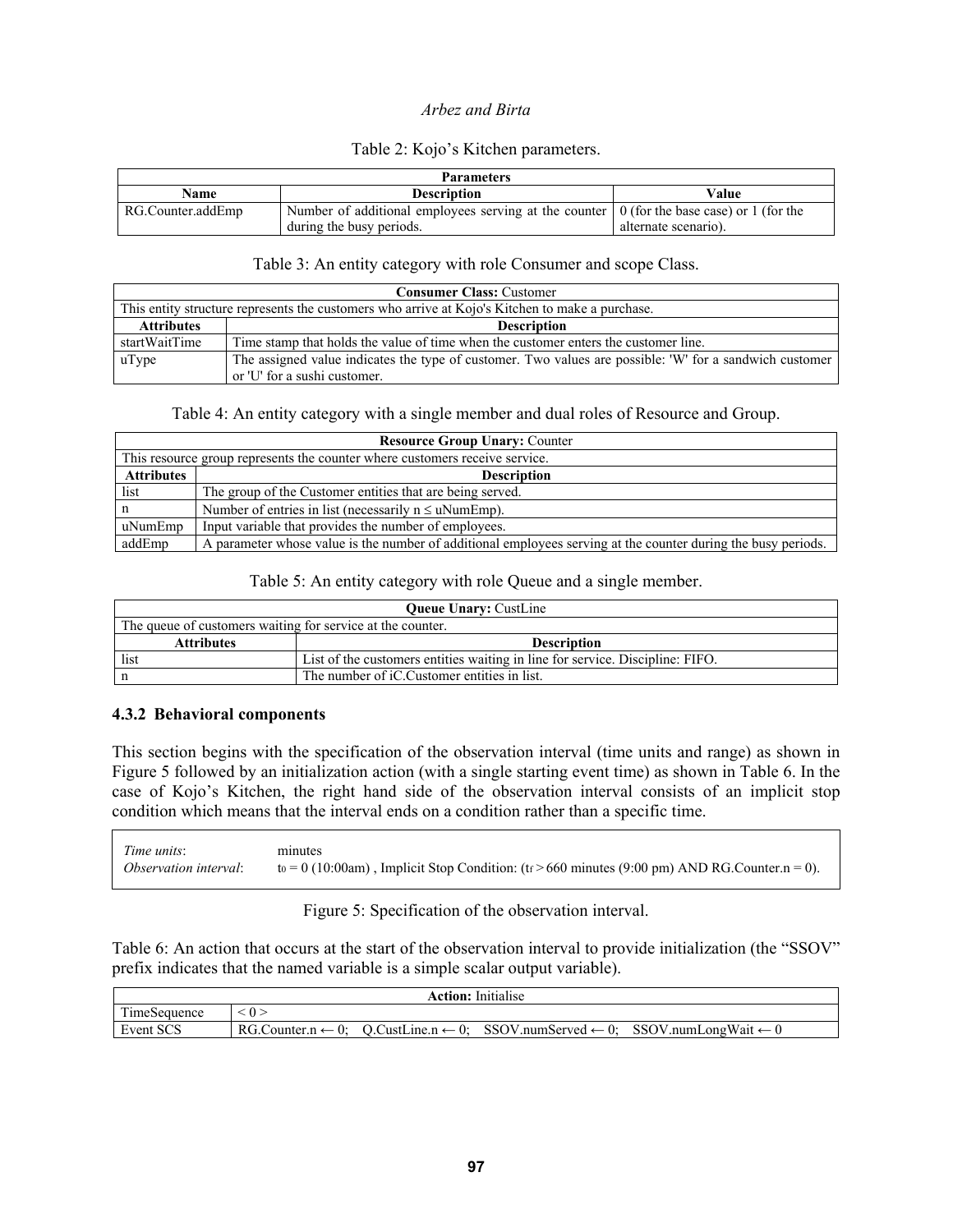Table 2: Kojo's Kitchen parameters.

| Parameters | | |
|---|---|---|
| **Name** | **Description** | **Value** |
| RG.Counter.addEmp | Number of additional employees serving at the counter during the busy periods. | 0 (for the base case) or 1 (for the alternate scenario). |

Table 3: An entity category with role Consumer and scope Class.

| **Consumer Class:** Customer | |
|---|---|
| This entity structure represents the customers who arrive at Kojo's Kitchen to make a purchase. | |
| **Attributes** | **Description** |
| startWaitTime | Time stamp that holds the value of time when the customer enters the customer line. |
| uType | The assigned value indicates the type of customer. Two values are possible: 'W' for a sandwich customer or 'U' for a sushi customer. |

Table 4: An entity category with a single member and dual roles of Resource and Group.

| **Resource Group Unary:** Counter | |
|---|---|
| This resource group represents the counter where customers receive service. | |
| **Attributes** | **Description** |
| list | The group of the Customer entities that are being served. |
| n | Number of entries in list (necessarily n ≤ uNumEmp). |
| uNumEmp | Input variable that provides the number of employees. |
| addEmp | A parameter whose value is the number of additional employees serving at the counter during the busy periods. |

Table 5: An entity category with role Queue and a single member.

| **Queue Unary:** CustLine | |
|---|---|
| The queue of customers waiting for service at the counter. | |
| **Attributes** | **Description** |
| list | List of the customers entities waiting in line for service. Discipline: FIFO. |
| n | The number of iC.Customer entities in list. |

### 4.3.2 Behavioral components

This section begins with the specification of the observation interval (time units and range) as shown in Figure 5 followed by an initialization action (with a single starting event time) as shown in Table 6. In the case of Kojo's Kitchen, the right hand side of the observation interval consists of an implicit stop condition which means that the interval ends on a condition rather than a specific time.

| | |
|---|---|
| *Time units*: | minutes |
| *Observation interval*: | $t_0 = 0$ (10:00am) , Implicit Stop Condition: ($t_f > 660$ minutes (9:00 pm) AND RG.Counter.n = 0). |

Figure 5: Specification of the observation interval.

Table 6: An action that occurs at the start of the observation interval to provide initialization (the "SSOV" prefix indicates that the named variable is a simple scalar output variable).

| **Action:** Initialise | |
|---|---|
| TimeSequence | < 0 > |
| Event SCS | RG.Counter.n ← 0; Q.CustLine.n ← 0; SSOV.numServed ← 0; SSOV.numLongWait ← 0 |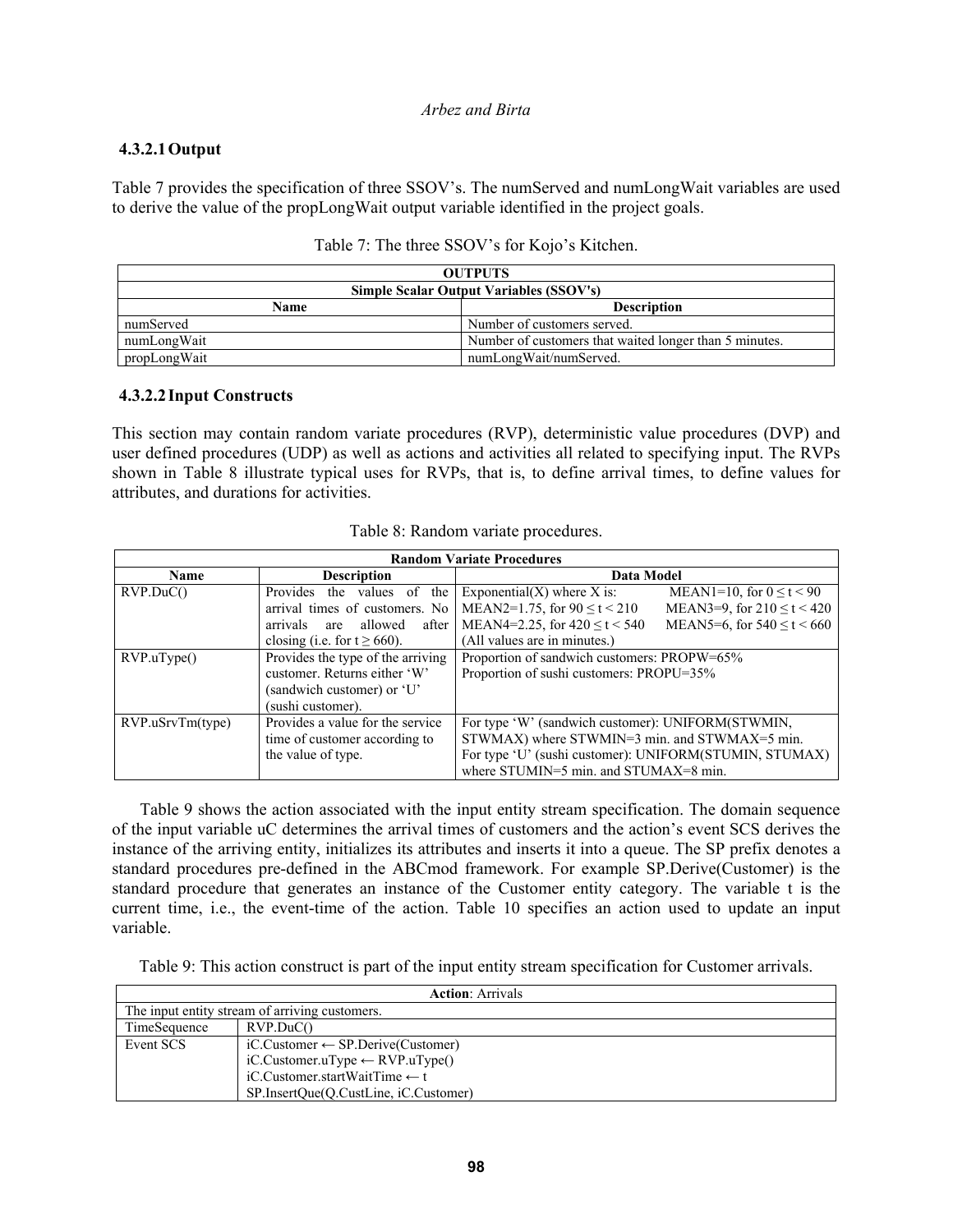#### 4.3.2.1 Output

Table 7 provides the specification of three SSOV's. The numServed and numLongWait variables are used to derive the value of the propLongWait output variable identified in the project goals.

Table 7: The three SSOV's for Kojo's Kitchen.

| OUTPUTS | |
|---|---|
| **Simple Scalar Output Variables (SSOV's)** | |
| **Name** | **Description** |
| numServed | Number of customers served. |
| numLongWait | Number of customers that waited longer than 5 minutes. |
| propLongWait | numLongWait/numServed. |

#### 4.3.2.2 Input Constructs

This section may contain random variate procedures (RVP), deterministic value procedures (DVP) and user defined procedures (UDP) as well as actions and activities all related to specifying input. The RVPs shown in Table 8 illustrate typical uses for RVPs, that is, to define arrival times, to define values for attributes, and durations for activities.

Table 8: Random variate procedures.

| Random Variate Procedures | | |
|---|---|---|
| **Name** | **Description** | **Data Model** |
| RVP.DuC() | Provides the values of the arrival times of customers. No arrivals are allowed after closing (i.e. for t ≥ 660). | Exponential(X) where X is: MEAN1=10, for 0 ≤ t < 90 MEAN2=1.75, for 90 ≤ t < 210 MEAN3=9, for 210 ≤ t < 420 MEAN4=2.25, for 420 ≤ t < 540 MEAN5=6, for 540 ≤ t < 660 (All values are in minutes.) |
| RVP.uType() | Provides the type of the arriving customer. Returns either 'W' (sandwich customer) or 'U' (sushi customer). | Proportion of sandwich customers: PROPW=65% Proportion of sushi customers: PROPU=35% |
| RVP.uSrvTm(type) | Provides a value for the service time of customer according to the value of type. | For type 'W' (sandwich customer): UNIFORM(STWMIN, STWMAX) where STWMIN=3 min. and STWMAX=5 min. For type 'U' (sushi customer): UNIFORM(STUMIN, STUMAX) where STUMIN=5 min. and STUMAX=8 min. |

Table 9 shows the action associated with the input entity stream specification. The domain sequence of the input variable uC determines the arrival times of customers and the action's event SCS derives the instance of the arriving entity, initializes its attributes and inserts it into a queue. The SP prefix denotes a standard procedures pre-defined in the ABCmod framework. For example SP.Derive(Customer) is the standard procedure that generates an instance of the Customer entity category. The variable t is the current time, i.e., the event-time of the action. Table 10 specifies an action used to update an input variable.

Table 9: This action construct is part of the input entity stream specification for Customer arrivals.

| **Action**: Arrivals | |
|---|---|
| The input entity stream of arriving customers. | |
| TimeSequence | RVP.DuC() |
| Event SCS | iC.Customer ← SP.Derive(Customer)<br>iC.Customer.uType ← RVP.uType()<br>iC.Customer.startWaitTime ← t<br>SP.InsertQue(Q.CustLine, iC.Customer) |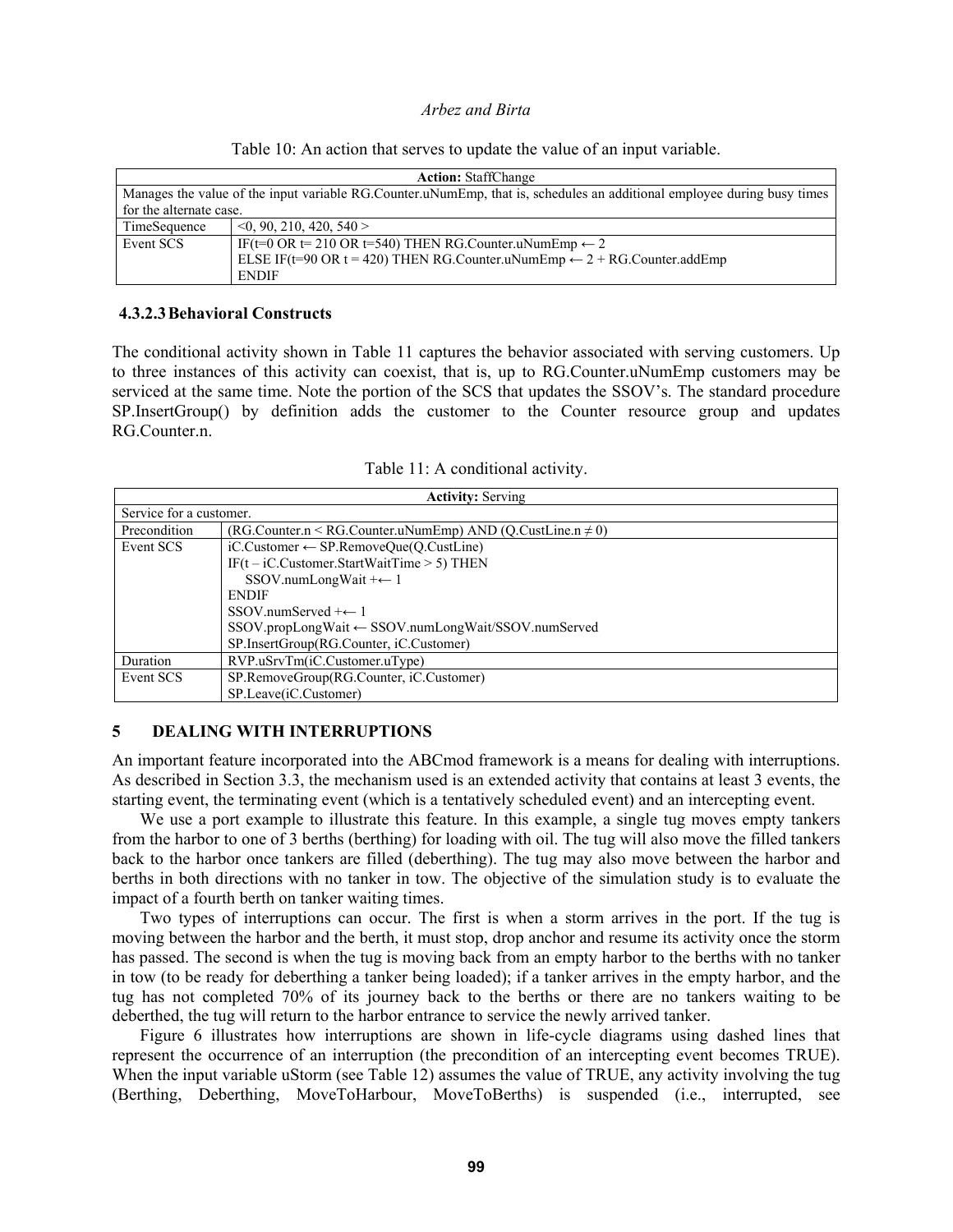Table 10: An action that serves to update the value of an input variable.

| **Action:** StaffChange | |
|---|---|
| Manages the value of the input variable RG.Counter.uNumEmp, that is, schedules an additional employee during busy times for the alternate case. | |
| TimeSequence | <0, 90, 210, 420, 540 > |
| Event SCS | IF(t=0 OR t= 210 OR t=540) THEN RG.Counter.uNumEmp ← 2<br>ELSE IF(t=90 OR t = 420) THEN RG.Counter.uNumEmp ← 2 + RG.Counter.addEmp<br>ENDIF |

### 4.3.2.3 Behavioral Constructs

The conditional activity shown in Table 11 captures the behavior associated with serving customers. Up to three instances of this activity can coexist, that is, up to RG.Counter.uNumEmp customers may be serviced at the same time. Note the portion of the SCS that updates the SSOV's. The standard procedure SP.InsertGroup() by definition adds the customer to the Counter resource group and updates RG.Counter.n.

Table 11: A conditional activity.

| **Activity:** Serving | |
|---|---|
| Service for a customer. | |
| Precondition | (RG.Counter.n < RG.Counter.uNumEmp) AND (Q.CustLine.n ≠ 0) |
| Event SCS | iC.Customer ← SP.RemoveQue(Q.CustLine)<br>IF(t – iC.Customer.StartWaitTime > 5) THEN<br>&nbsp;&nbsp;&nbsp;&nbsp;SSOV.numLongWait +← 1<br>ENDIF<br>SSOV.numServed +← 1<br>SSOV.propLongWait ← SSOV.numLongWait/SSOV.numServed<br>SP.InsertGroup(RG.Counter, iC.Customer) |
| Duration | RVP.uSrvTm(iC.Customer.uType) |
| Event SCS | SP.RemoveGroup(RG.Counter, iC.Customer)<br>SP.Leave(iC.Customer) |

## 5 DEALING WITH INTERRUPTIONS

An important feature incorporated into the ABCmod framework is a means for dealing with interruptions. As described in Section 3.3, the mechanism used is an extended activity that contains at least 3 events, the starting event, the terminating event (which is a tentatively scheduled event) and an intercepting event.

We use a port example to illustrate this feature. In this example, a single tug moves empty tankers from the harbor to one of 3 berths (berthing) for loading with oil. The tug will also move the filled tankers back to the harbor once tankers are filled (deberthing). The tug may also move between the harbor and berths in both directions with no tanker in tow. The objective of the simulation study is to evaluate the impact of a fourth berth on tanker waiting times.

Two types of interruptions can occur. The first is when a storm arrives in the port. If the tug is moving between the harbor and the berth, it must stop, drop anchor and resume its activity once the storm has passed. The second is when the tug is moving back from an empty harbor to the berths with no tanker in tow (to be ready for deberthing a tanker being loaded); if a tanker arrives in the empty harbor, and the tug has not completed 70% of its journey back to the berths or there are no tankers waiting to be deberthed, the tug will return to the harbor entrance to service the newly arrived tanker.

Figure 6 illustrates how interruptions are shown in life-cycle diagrams using dashed lines that represent the occurrence of an interruption (the precondition of an intercepting event becomes TRUE). When the input variable uStorm (see Table 12) assumes the value of TRUE, any activity involving the tug (Berthing, Deberthing, MoveToHarbour, MoveToBerths) is suspended (i.e., interrupted, see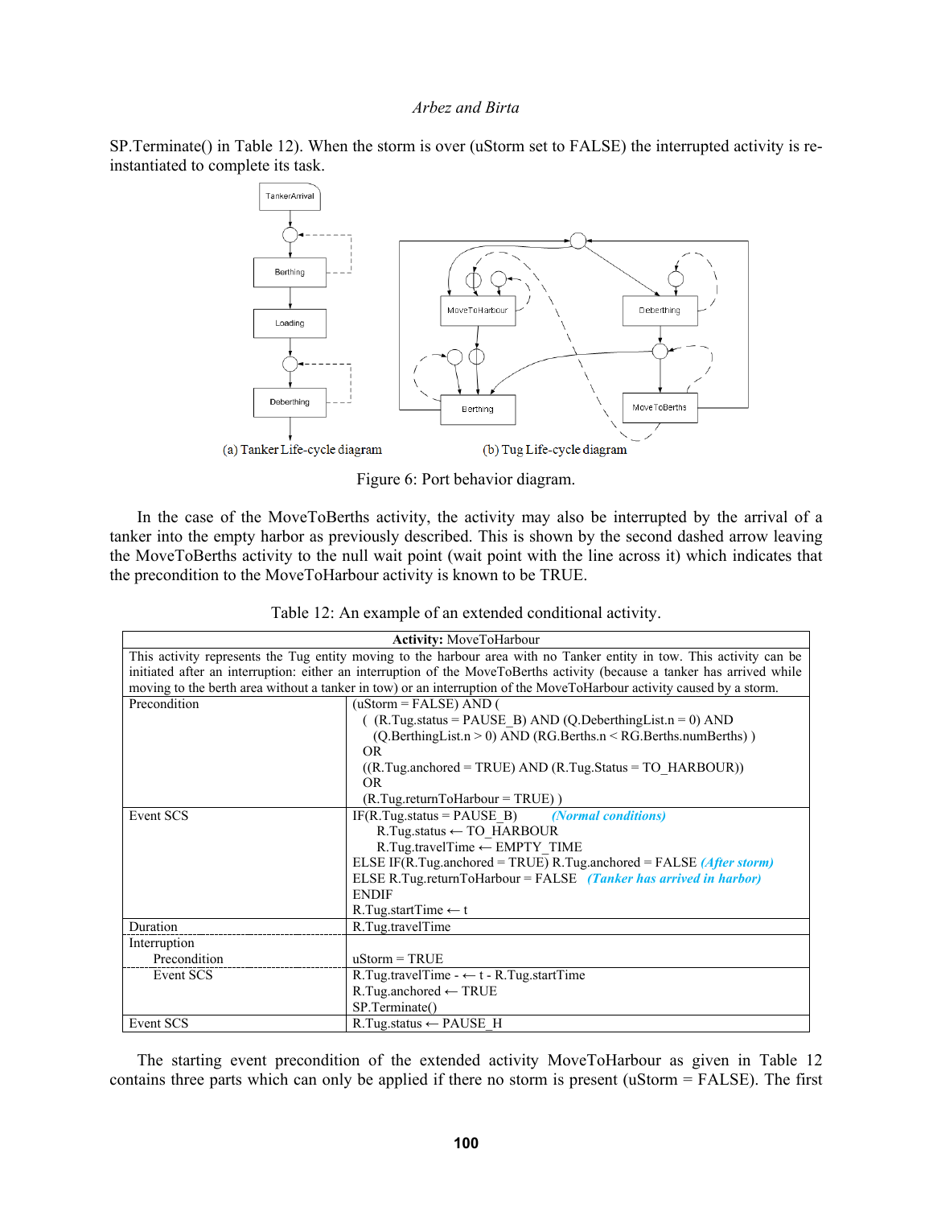SP.Terminate() in Table 12). When the storm is over (uStorm set to FALSE) the interrupted activity is re-instantiated to complete its task.

(a) Tanker Life-cycle diagram (b) Tug Life-cycle diagram

Figure 6: Port behavior diagram.

In the case of the MoveToBerths activity, the activity may also be interrupted by the arrival of a tanker into the empty harbor as previously described. This is shown by the second dashed arrow leaving the MoveToBerths activity to the null wait point (wait point with the line across it) which indicates that the precondition to the MoveToHarbour activity is known to be TRUE.

Table 12: An example of an extended conditional activity.

| **Activity:** MoveToHarbour | |
|---|---|
| This activity represents the Tug entity moving to the harbour area with no Tanker entity in tow. This activity can be initiated after an interruption: either an interruption of the MoveToBerths activity (because a tanker has arrived while moving to the berth area without a tanker in tow) or an interruption of the MoveToHarbour activity caused by a storm. | |
| Precondition | (uStorm = FALSE) AND ( <br> ( (R.Tug.status = PAUSE_B) AND (Q.DeberthingList.n = 0) AND <br> (Q.BerthingList.n > 0) AND (RG.Berths.n < RG.Berths.numBerths) ) <br> OR <br> ((R.Tug.anchored = TRUE) AND (R.Tug.Status = TO_HARBOUR)) <br> OR <br> (R.Tug.returnToHarbour = TRUE) ) |
| Event SCS | IF(R.Tug.status = PAUSE_B) *(Normal conditions)* <br> R.Tug.status ← TO_HARBOUR <br> R.Tug.travelTime ← EMPTY_TIME <br> ELSE IF(R.Tug.anchored = TRUE) R.Tug.anchored = FALSE *(After storm)* <br> ELSE R.Tug.returnToHarbour = FALSE *(Tanker has arrived in harbor)* <br> ENDIF <br> R.Tug.startTime ← t |
| Duration | R.Tug.travelTime |
| Interruption <br> Precondition | uStorm = TRUE |
| Event SCS | R.Tug.travelTime - ← t - R.Tug.startTime <br> R.Tug.anchored ← TRUE <br> SP.Terminate() |
| Event SCS | R.Tug.status ← PAUSE_H |

The starting event precondition of the extended activity MoveToHarbour as given in Table 12 contains three parts which can only be applied if there no storm is present (uStorm = FALSE). The first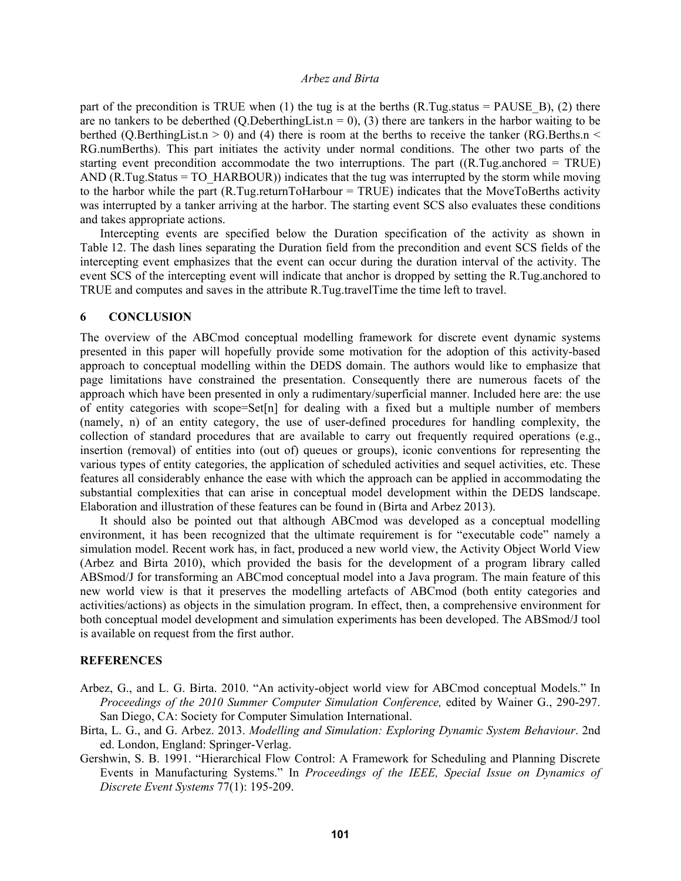part of the precondition is TRUE when (1) the tug is at the berths (R.Tug.status = PAUSE_B), (2) there are no tankers to be deberthed (Q.DeberthingList.n = 0), (3) there are tankers in the harbor waiting to be berthed (Q.BerthingList.n > 0) and (4) there is room at the berths to receive the tanker (RG.Berths.n < RG.numBerths). This part initiates the activity under normal conditions. The other two parts of the starting event precondition accommodate the two interruptions. The part ((R.Tug.anchored = TRUE) AND (R.Tug.Status = TO_HARBOUR)) indicates that the tug was interrupted by the storm while moving to the harbor while the part (R.Tug.returnToHarbour = TRUE) indicates that the MoveToBerths activity was interrupted by a tanker arriving at the harbor. The starting event SCS also evaluates these conditions and takes appropriate actions.

Intercepting events are specified below the Duration specification of the activity as shown in Table 12. The dash lines separating the Duration field from the precondition and event SCS fields of the intercepting event emphasizes that the event can occur during the duration interval of the activity. The event SCS of the intercepting event will indicate that anchor is dropped by setting the R.Tug.anchored to TRUE and computes and saves in the attribute R.Tug.travelTime the time left to travel.

## 6 CONCLUSION

The overview of the ABCmod conceptual modelling framework for discrete event dynamic systems presented in this paper will hopefully provide some motivation for the adoption of this activity-based approach to conceptual modelling within the DEDS domain. The authors would like to emphasize that page limitations have constrained the presentation. Consequently there are numerous facets of the approach which have been presented in only a rudimentary/superficial manner. Included here are: the use of entity categories with scope=Set[n] for dealing with a fixed but a multiple number of members (namely, n) of an entity category, the use of user-defined procedures for handling complexity, the collection of standard procedures that are available to carry out frequently required operations (e.g., insertion (removal) of entities into (out of) queues or groups), iconic conventions for representing the various types of entity categories, the application of scheduled activities and sequel activities, etc. These features all considerably enhance the ease with which the approach can be applied in accommodating the substantial complexities that can arise in conceptual model development within the DEDS landscape. Elaboration and illustration of these features can be found in (Birta and Arbez 2013).

It should also be pointed out that although ABCmod was developed as a conceptual modelling environment, it has been recognized that the ultimate requirement is for "executable code" namely a simulation model. Recent work has, in fact, produced a new world view, the Activity Object World View (Arbez and Birta 2010), which provided the basis for the development of a program library called ABSmod/J for transforming an ABCmod conceptual model into a Java program. The main feature of this new world view is that it preserves the modelling artefacts of ABCmod (both entity categories and activities/actions) as objects in the simulation program. In effect, then, a comprehensive environment for both conceptual model development and simulation experiments has been developed. The ABSmod/J tool is available on request from the first author.

## REFERENCES

Arbez, G., and L. G. Birta. 2010. "An activity-object world view for ABCmod conceptual Models." In *Proceedings of the 2010 Summer Computer Simulation Conference,* edited by Wainer G., 290-297. San Diego, CA: Society for Computer Simulation International.

Birta, L. G., and G. Arbez. 2013. *Modelling and Simulation: Exploring Dynamic System Behaviour*. 2nd ed. London, England: Springer-Verlag.

Gershwin, S. B. 1991. "Hierarchical Flow Control: A Framework for Scheduling and Planning Discrete Events in Manufacturing Systems." In *Proceedings of the IEEE, Special Issue on Dynamics of Discrete Event Systems* 77(1): 195-209.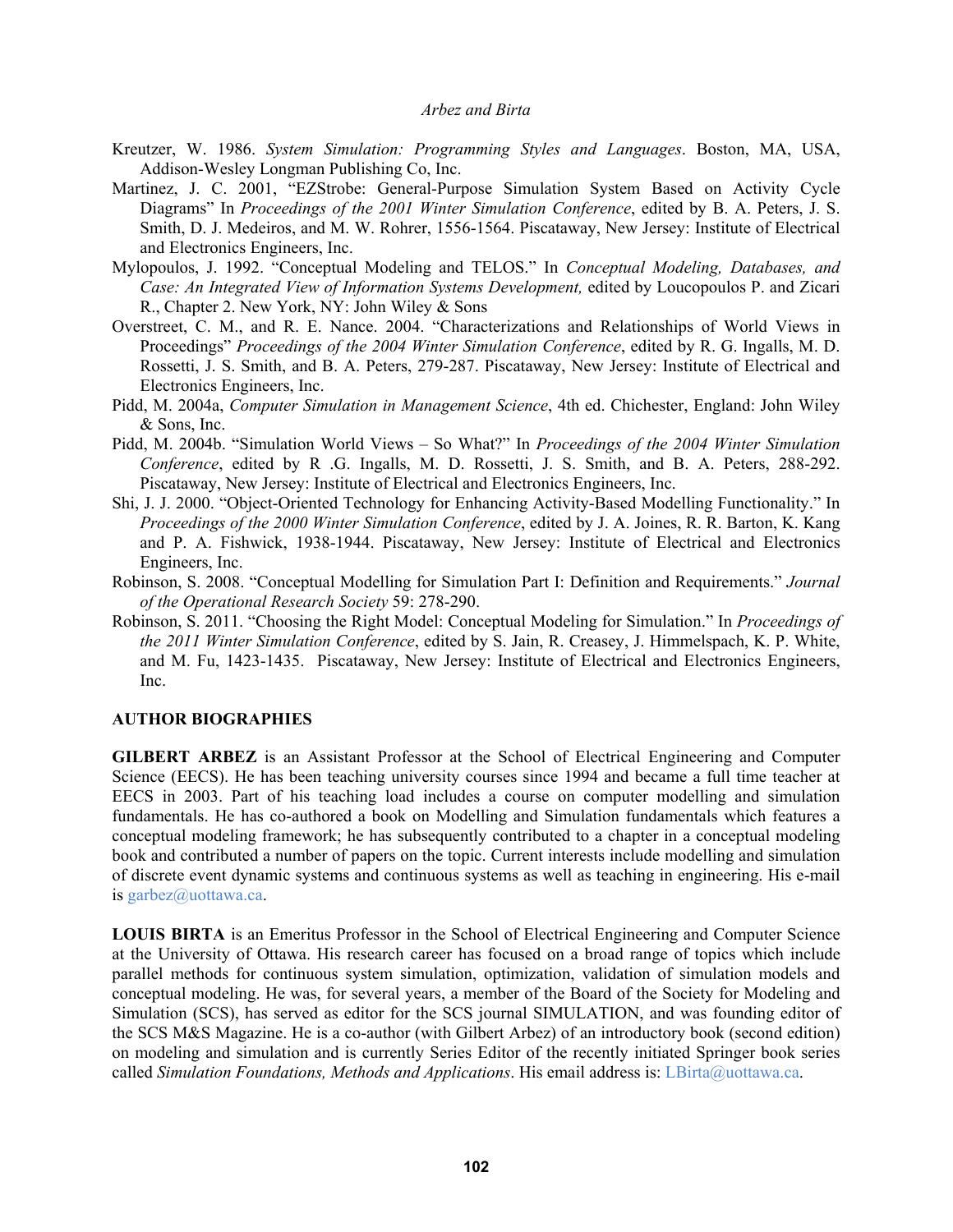Kreutzer, W. 1986. *System Simulation: Programming Styles and Languages*. Boston, MA, USA, Addison-Wesley Longman Publishing Co, Inc.

Martinez, J. C. 2001, "EZStrobe: General-Purpose Simulation System Based on Activity Cycle Diagrams" In *Proceedings of the 2001 Winter Simulation Conference*, edited by B. A. Peters, J. S. Smith, D. J. Medeiros, and M. W. Rohrer, 1556-1564. Piscataway, New Jersey: Institute of Electrical and Electronics Engineers, Inc.

Mylopoulos, J. 1992. "Conceptual Modeling and TELOS." In *Conceptual Modeling, Databases, and Case: An Integrated View of Information Systems Development,* edited by Loucopoulos P. and Zicari R., Chapter 2. New York, NY: John Wiley & Sons

Overstreet, C. M., and R. E. Nance. 2004. "Characterizations and Relationships of World Views in Proceedings" *Proceedings of the 2004 Winter Simulation Conference*, edited by R. G. Ingalls, M. D. Rossetti, J. S. Smith, and B. A. Peters, 279-287. Piscataway, New Jersey: Institute of Electrical and Electronics Engineers, Inc.

Pidd, M. 2004a, *Computer Simulation in Management Science*, 4th ed. Chichester, England: John Wiley & Sons, Inc.

Pidd, M. 2004b. "Simulation World Views – So What?" In *Proceedings of the 2004 Winter Simulation Conference*, edited by R .G. Ingalls, M. D. Rossetti, J. S. Smith, and B. A. Peters, 288-292. Piscataway, New Jersey: Institute of Electrical and Electronics Engineers, Inc.

Shi, J. J. 2000. "Object-Oriented Technology for Enhancing Activity-Based Modelling Functionality." In *Proceedings of the 2000 Winter Simulation Conference*, edited by J. A. Joines, R. R. Barton, K. Kang and P. A. Fishwick, 1938-1944. Piscataway, New Jersey: Institute of Electrical and Electronics Engineers, Inc.

Robinson, S. 2008. "Conceptual Modelling for Simulation Part I: Definition and Requirements." *Journal of the Operational Research Society* 59: 278-290.

Robinson, S. 2011. "Choosing the Right Model: Conceptual Modeling for Simulation." In *Proceedings of the 2011 Winter Simulation Conference*, edited by S. Jain, R. Creasey, J. Himmelspach, K. P. White, and M. Fu, 1423-1435. Piscataway, New Jersey: Institute of Electrical and Electronics Engineers, Inc.

## AUTHOR BIOGRAPHIES

**GILBERT ARBEZ** is an Assistant Professor at the School of Electrical Engineering and Computer Science (EECS). He has been teaching university courses since 1994 and became a full time teacher at EECS in 2003. Part of his teaching load includes a course on computer modelling and simulation fundamentals. He has co-authored a book on Modelling and Simulation fundamentals which features a conceptual modeling framework; he has subsequently contributed to a chapter in a conceptual modeling book and contributed a number of papers on the topic. Current interests include modelling and simulation of discrete event dynamic systems and continuous systems as well as teaching in engineering. His e-mail is garbez@uottawa.ca.

**LOUIS BIRTA** is an Emeritus Professor in the School of Electrical Engineering and Computer Science at the University of Ottawa. His research career has focused on a broad range of topics which include parallel methods for continuous system simulation, optimization, validation of simulation models and conceptual modeling. He was, for several years, a member of the Board of the Society for Modeling and Simulation (SCS), has served as editor for the SCS journal SIMULATION, and was founding editor of the SCS M&S Magazine. He is a co-author (with Gilbert Arbez) of an introductory book (second edition) on modeling and simulation and is currently Series Editor of the recently initiated Springer book series called *Simulation Foundations, Methods and Applications*. His email address is: LBirta@uottawa.ca.